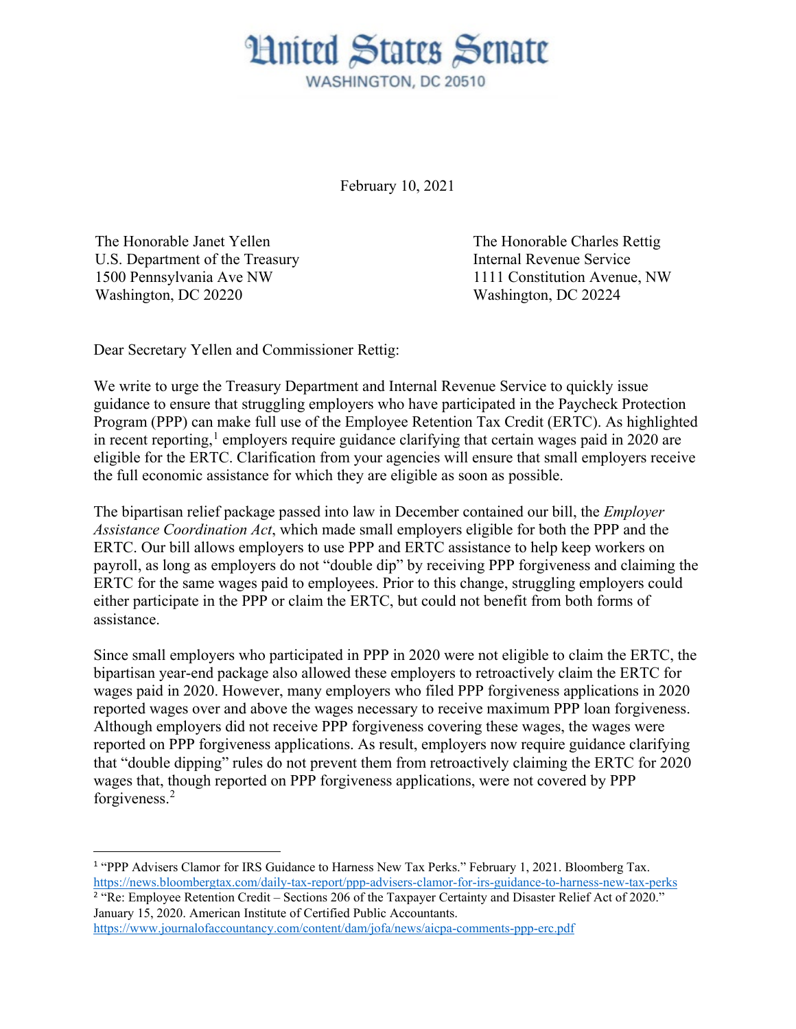# United States Senate

WASHINGTON, DC 20510

February 10, 2021

The Honorable Janet Yellen
U.S. Department of the Treasury
1500 Pennsylvania Ave NW
Washington, DC 20220

The Honorable Charles Rettig
Internal Revenue Service
1111 Constitution Avenue, NW
Washington, DC 20224

Dear Secretary Yellen and Commissioner Rettig:

We write to urge the Treasury Department and Internal Revenue Service to quickly issue guidance to ensure that struggling employers who have participated in the Paycheck Protection Program (PPP) can make full use of the Employee Retention Tax Credit (ERTC). As highlighted in recent reporting,[1] employers require guidance clarifying that certain wages paid in 2020 are eligible for the ERTC. Clarification from your agencies will ensure that small employers receive the full economic assistance for which they are eligible as soon as possible.

The bipartisan relief package passed into law in December contained our bill, the *Employer Assistance Coordination Act*, which made small employers eligible for both the PPP and the ERTC. Our bill allows employers to use PPP and ERTC assistance to help keep workers on payroll, as long as employers do not "double dip" by receiving PPP forgiveness and claiming the ERTC for the same wages paid to employees. Prior to this change, struggling employers could either participate in the PPP or claim the ERTC, but could not benefit from both forms of assistance.

Since small employers who participated in PPP in 2020 were not eligible to claim the ERTC, the bipartisan year-end package also allowed these employers to retroactively claim the ERTC for wages paid in 2020. However, many employers who filed PPP forgiveness applications in 2020 reported wages over and above the wages necessary to receive maximum PPP loan forgiveness. Although employers did not receive PPP forgiveness covering these wages, the wages were reported on PPP forgiveness applications. As result, employers now require guidance clarifying that "double dipping" rules do not prevent them from retroactively claiming the ERTC for 2020 wages that, though reported on PPP forgiveness applications, were not covered by PPP forgiveness.[2]

---

[1] "PPP Advisers Clamor for IRS Guidance to Harness New Tax Perks." February 1, 2021. Bloomberg Tax. https://news.bloombergtax.com/daily-tax-report/ppp-advisers-clamor-for-irs-guidance-to-harness-new-tax-perks

[2] "Re: Employee Retention Credit – Sections 206 of the Taxpayer Certainty and Disaster Relief Act of 2020." January 15, 2020. American Institute of Certified Public Accountants. https://www.journalofaccountancy.com/content/dam/jofa/news/aicpa-comments-ppp-erc.pdf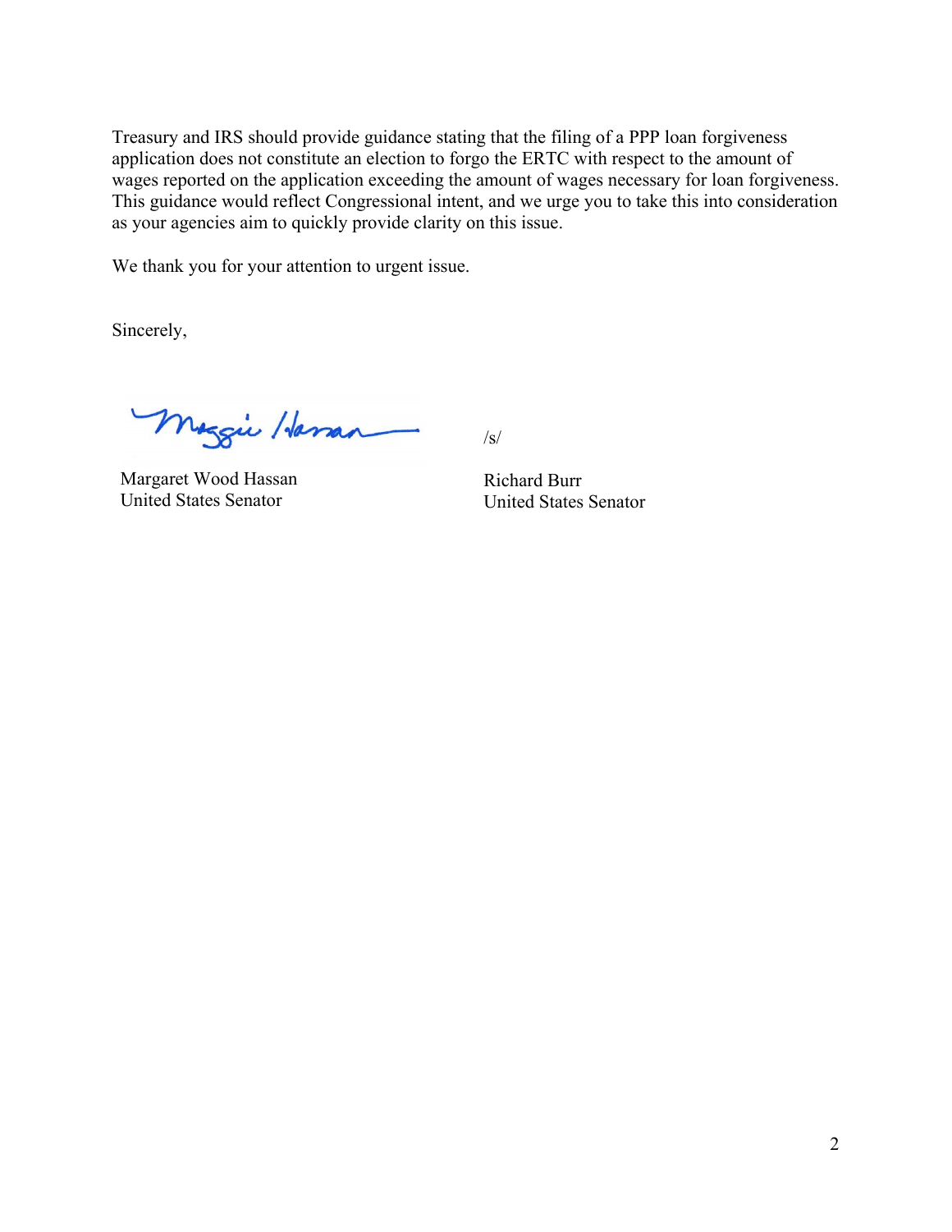Treasury and IRS should provide guidance stating that the filing of a PPP loan forgiveness application does not constitute an election to forgo the ERTC with respect to the amount of wages reported on the application exceeding the amount of wages necessary for loan forgiveness. This guidance would reflect Congressional intent, and we urge you to take this into consideration as your agencies aim to quickly provide clarity on this issue.

We thank you for your attention to urgent issue.

Sincerely,

Margaret Wood Hassan
United States Senator

/s/

Richard Burr
United States Senator